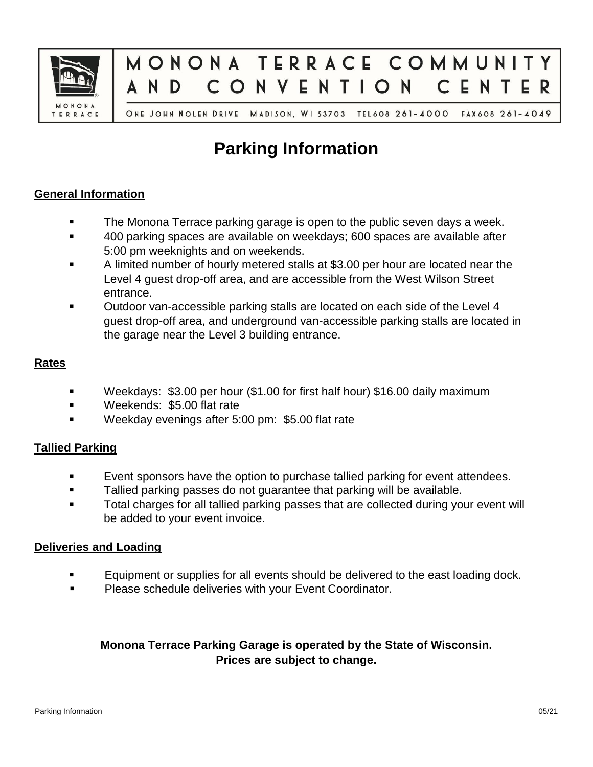MONONA TERRACE COMMUNITY AND CONVENTION CENTER

ONE JOHN NOLEN DRIVE MADISON, WI 53703 TEL 608 261-4000 FAX 608 261-4049

# Parking Information

## General Information

- The Monona Terrace parking garage is open to the public seven days a week.
- 400 parking spaces are available on weekdays; 600 spaces are available after 5:00 pm weeknights and on weekends.
- A limited number of hourly metered stalls at $3.00 per hour are located near the Level 4 guest drop-off area, and are accessible from the West Wilson Street entrance.
- Outdoor van-accessible parking stalls are located on each side of the Level 4 guest drop-off area, and underground van-accessible parking stalls are located in the garage near the Level 3 building entrance.

## Rates

- Weekdays: $3.00 per hour ($1.00 for first half hour) $16.00 daily maximum
- Weekends: $5.00 flat rate
- Weekday evenings after 5:00 pm: $5.00 flat rate

## Tallied Parking

- Event sponsors have the option to purchase tallied parking for event attendees.
- Tallied parking passes do not guarantee that parking will be available.
- Total charges for all tallied parking passes that are collected during your event will be added to your event invoice.

## Deliveries and Loading

- Equipment or supplies for all events should be delivered to the east loading dock.
- Please schedule deliveries with your Event Coordinator.

**Monona Terrace Parking Garage is operated by the State of Wisconsin.**
**Prices are subject to change.**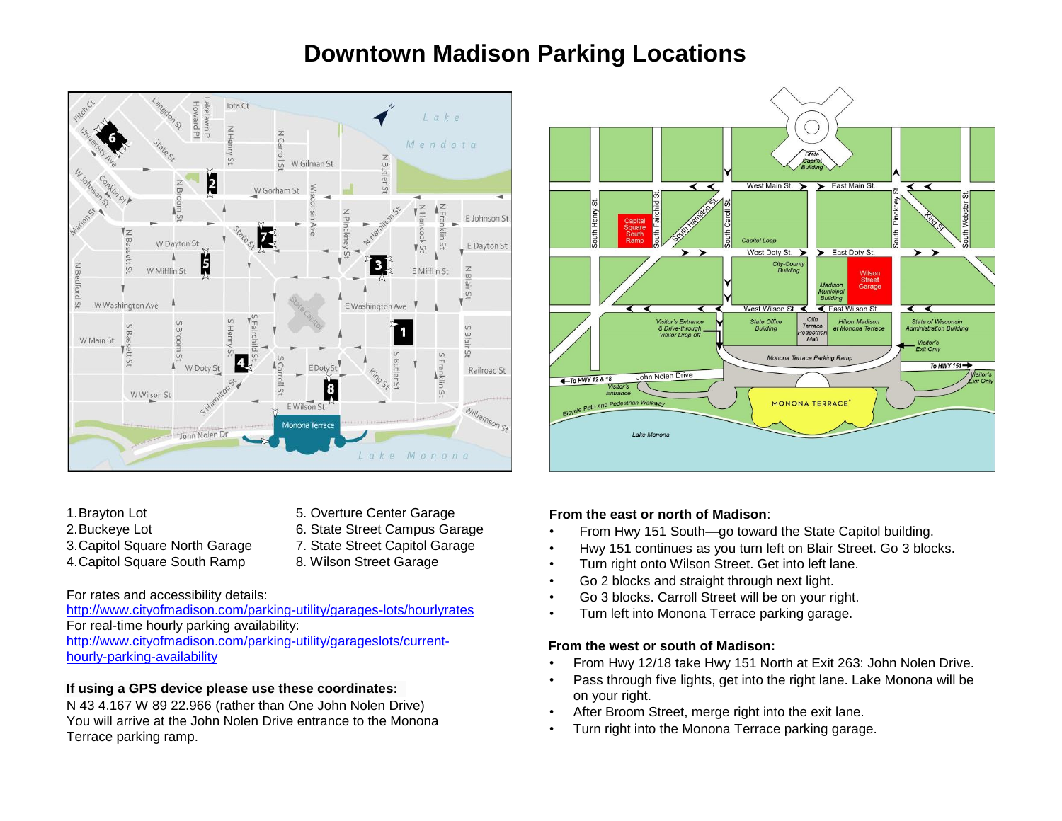# Downtown Madison Parking Locations

1. Brayton Lot
2. Buckeye Lot
3. Capitol Square North Garage
4. Capitol Square South Ramp
5. Overture Center Garage
6. State Street Campus Garage
7. State Street Capitol Garage
8. Wilson Street Garage

For rates and accessibility details:
http://www.cityofmadison.com/parking-utility/garages-lots/hourlyrates
For real-time hourly parking availability:
http://www.cityofmadison.com/parking-utility/garageslots/current-hourly-parking-availability

**If using a GPS device please use these coordinates:**
N 43 4.167 W 89 22.966 (rather than One John Nolen Drive)
You will arrive at the John Nolen Drive entrance to the Monona Terrace parking ramp.

**From the east or north of Madison**:

- From Hwy 151 South—go toward the State Capitol building.
- Hwy 151 continues as you turn left on Blair Street. Go 3 blocks.
- Turn right onto Wilson Street. Get into left lane.
- Go 2 blocks and straight through next light.
- Go 3 blocks. Carroll Street will be on your right.
- Turn left into Monona Terrace parking garage.

**From the west or south of Madison:**

- From Hwy 12/18 take Hwy 151 North at Exit 263: John Nolen Drive.
- Pass through five lights, get into the right lane. Lake Monona will be on your right.
- After Broom Street, merge right into the exit lane.
- Turn right into the Monona Terrace parking garage.